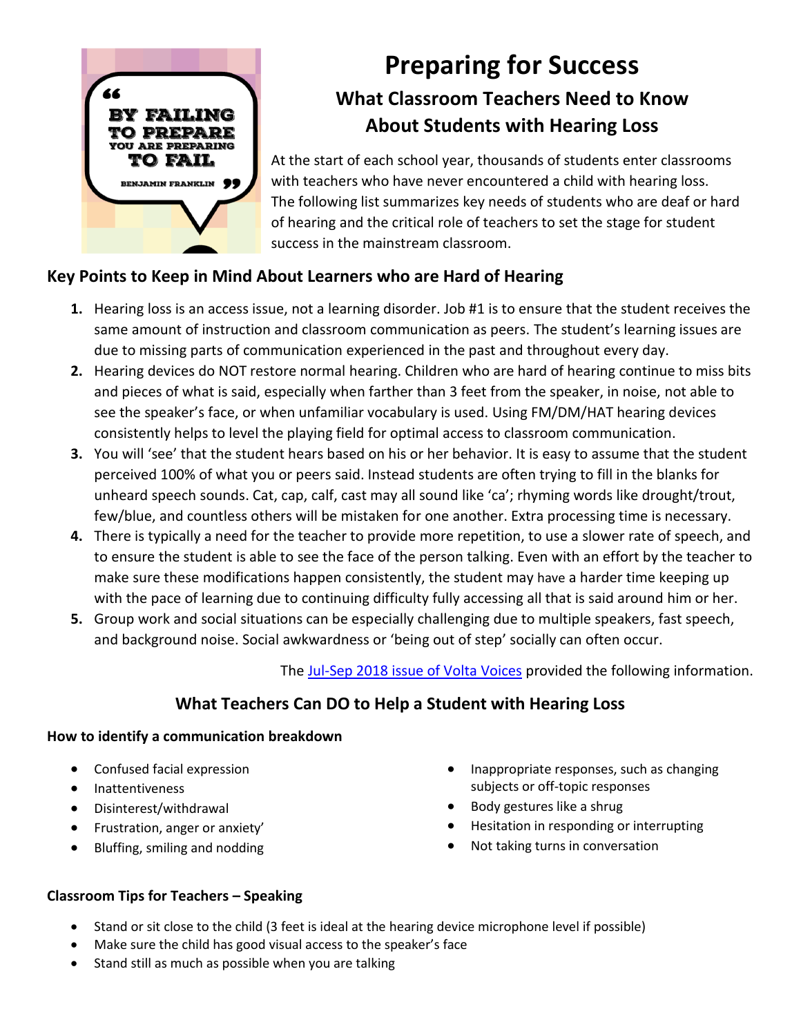# Preparing for Success

## What Classroom Teachers Need to Know About Students with Hearing Loss

At the start of each school year, thousands of students enter classrooms with teachers who have never encountered a child with hearing loss. The following list summarizes key needs of students who are deaf or hard of hearing and the critical role of teachers to set the stage for student success in the mainstream classroom.

### Key Points to Keep in Mind About Learners who are Hard of Hearing

1. Hearing loss is an access issue, not a learning disorder. Job #1 is to ensure that the student receives the same amount of instruction and classroom communication as peers. The student's learning issues are due to missing parts of communication experienced in the past and throughout every day.
2. Hearing devices do NOT restore normal hearing. Children who are hard of hearing continue to miss bits and pieces of what is said, especially when farther than 3 feet from the speaker, in noise, not able to see the speaker's face, or when unfamiliar vocabulary is used. Using FM/DM/HAT hearing devices consistently helps to level the playing field for optimal access to classroom communication.
3. You will 'see' that the student hears based on his or her behavior. It is easy to assume that the student perceived 100% of what you or peers said. Instead students are often trying to fill in the blanks for unheard speech sounds. Cat, cap, calf, cast may all sound like 'ca'; rhyming words like drought/trout, few/blue, and countless others will be mistaken for one another. Extra processing time is necessary.
4. There is typically a need for the teacher to provide more repetition, to use a slower rate of speech, and to ensure the student is able to see the face of the person talking. Even with an effort by the teacher to make sure these modifications happen consistently, the student may have a harder time keeping up with the pace of learning due to continuing difficulty fully accessing all that is said around him or her.
5. Group work and social situations can be especially challenging due to multiple speakers, fast speech, and background noise. Social awkwardness or 'being out of step' socially can often occur.

The Jul-Sep 2018 issue of Volta Voices provided the following information.

### What Teachers Can DO to Help a Student with Hearing Loss

#### How to identify a communication breakdown

- Confused facial expression
- Inattentiveness
- Disinterest/withdrawal
- Frustration, anger or anxiety'
- Bluffing, smiling and nodding
- Inappropriate responses, such as changing subjects or off-topic responses
- Body gestures like a shrug
- Hesitation in responding or interrupting
- Not taking turns in conversation

#### Classroom Tips for Teachers – Speaking

- Stand or sit close to the child (3 feet is ideal at the hearing device microphone level if possible)
- Make sure the child has good visual access to the speaker's face
- Stand still as much as possible when you are talking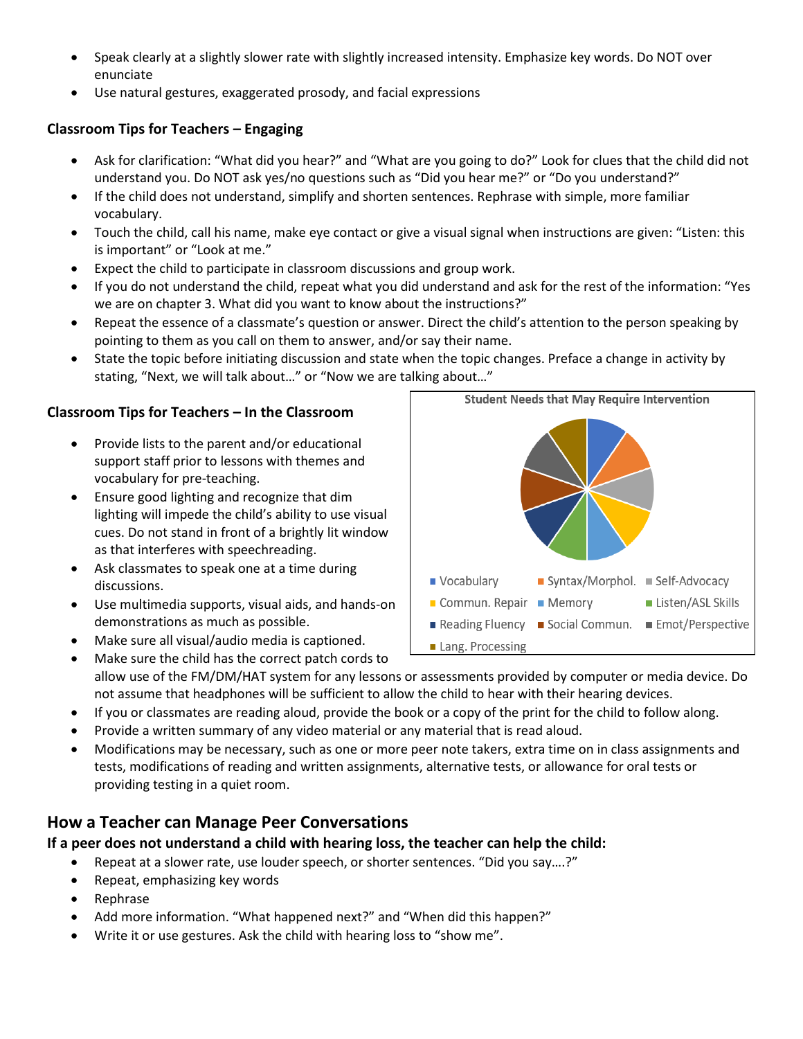- Speak clearly at a slightly slower rate with slightly increased intensity. Emphasize key words. Do NOT over enunciate
- Use natural gestures, exaggerated prosody, and facial expressions

### Classroom Tips for Teachers – Engaging

- Ask for clarification: "What did you hear?" and "What are you going to do?" Look for clues that the child did not understand you. Do NOT ask yes/no questions such as "Did you hear me?" or "Do you understand?"
- If the child does not understand, simplify and shorten sentences. Rephrase with simple, more familiar vocabulary.
- Touch the child, call his name, make eye contact or give a visual signal when instructions are given: "Listen: this is important" or "Look at me."
- Expect the child to participate in classroom discussions and group work.
- If you do not understand the child, repeat what you did understand and ask for the rest of the information: "Yes we are on chapter 3. What did you want to know about the instructions?"
- Repeat the essence of a classmate's question or answer. Direct the child's attention to the person speaking by pointing to them as you call on them to answer, and/or say their name.
- State the topic before initiating discussion and state when the topic changes. Preface a change in activity by stating, "Next, we will talk about…" or "Now we are talking about…"

### Classroom Tips for Teachers – In the Classroom

- Provide lists to the parent and/or educational support staff prior to lessons with themes and vocabulary for pre-teaching.
- Ensure good lighting and recognize that dim lighting will impede the child's ability to use visual cues. Do not stand in front of a brightly lit window as that interferes with speechreading.
- Ask classmates to speak one at a time during discussions.
- Use multimedia supports, visual aids, and hands-on demonstrations as much as possible.
- Make sure all visual/audio media is captioned.
- Make sure the child has the correct patch cords to allow use of the FM/DM/HAT system for any lessons or assessments provided by computer or media device. Do not assume that headphones will be sufficient to allow the child to hear with their hearing devices.
- If you or classmates are reading aloud, provide the book or a copy of the print for the child to follow along.
- Provide a written summary of any video material or any material that is read aloud.
- Modifications may be necessary, such as one or more peer note takers, extra time on in class assignments and tests, modifications of reading and written assignments, alternative tests, or allowance for oral tests or providing testing in a quiet room.

**Student Needs that May Require Intervention**

Vocabulary · Syntax/Morphol. · Self-Advocacy · Commun. Repair · Memory · Listen/ASL Skills · Reading Fluency · Social Commun. · Emot/Perspective · Lang. Processing

## How a Teacher can Manage Peer Conversations

**If a peer does not understand a child with hearing loss, the teacher can help the child:**

- Repeat at a slower rate, use louder speech, or shorter sentences. "Did you say….?"
- Repeat, emphasizing key words
- Rephrase
- Add more information. "What happened next?" and "When did this happen?"
- Write it or use gestures. Ask the child with hearing loss to "show me".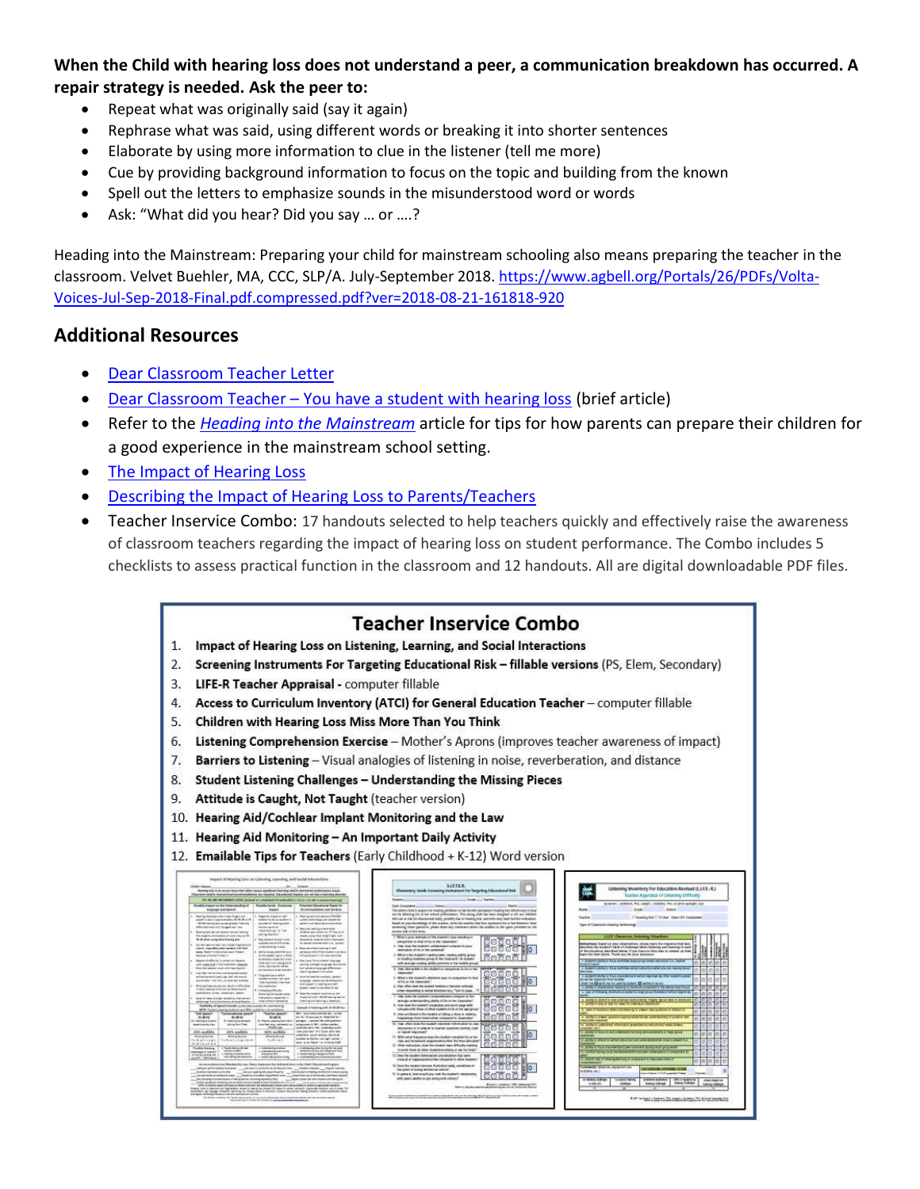**When the Child with hearing loss does not understand a peer, a communication breakdown has occurred. A repair strategy is needed. Ask the peer to:**

- Repeat what was originally said (say it again)
- Rephrase what was said, using different words or breaking it into shorter sentences
- Elaborate by using more information to clue in the listener (tell me more)
- Cue by providing background information to focus on the topic and building from the known
- Spell out the letters to emphasize sounds in the misunderstood word or words
- Ask: "What did you hear? Did you say … or ….?

Heading into the Mainstream: Preparing your child for mainstream schooling also means preparing the teacher in the classroom. Velvet Buehler, MA, CCC, SLP/A. July-September 2018. https://www.agbell.org/Portals/26/PDFs/Volta-Voices-Jul-Sep-2018-Final.pdf.compressed.pdf?ver=2018-08-21-161818-920

## Additional Resources

- Dear Classroom Teacher Letter
- Dear Classroom Teacher – You have a student with hearing loss (brief article)
- Refer to the *Heading into the Mainstream* article for tips for how parents can prepare their children for a good experience in the mainstream school setting.
- The Impact of Hearing Loss
- Describing the Impact of Hearing Loss to Parents/Teachers
- Teacher Inservice Combo: 17 handouts selected to help teachers quickly and effectively raise the awareness of classroom teachers regarding the impact of hearing loss on student performance. The Combo includes 5 checklists to assess practical function in the classroom and 12 handouts. All are digital downloadable PDF files.

## Teacher Inservice Combo

1. **Impact of Hearing Loss on Listening, Learning, and Social Interactions**
2. **Screening Instruments For Targeting Educational Risk – fillable versions** (PS, Elem, Secondary)
3. **LIFE-R Teacher Appraisal -** computer fillable
4. **Access to Curriculum Inventory (ATCI) for General Education Teacher** – computer fillable
5. **Children with Hearing Loss Miss More Than You Think**
6. **Listening Comprehension Exercise** – Mother's Aprons (improves teacher awareness of impact)
7. **Barriers to Listening** – Visual analogies of listening in noise, reverberation, and distance
8. **Student Listening Challenges – Understanding the Missing Pieces**
9. **Attitude is Caught, Not Taught** (teacher version)
10. **Hearing Aid/Cochlear Implant Monitoring and the Law**
11. **Hearing Aid Monitoring – An Important Daily Activity**
12. **Emailable Tips for Teachers** (Early Childhood + K-12) Word version